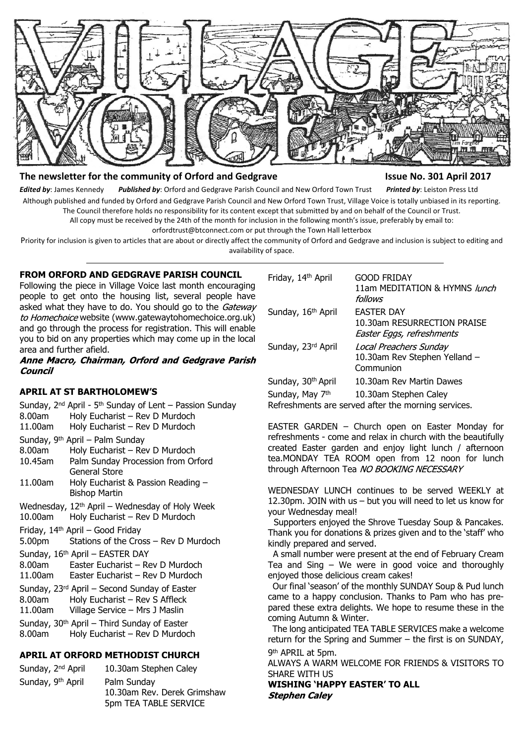# VILLAGE VOICE

**The newsletter for the community of Orford and Gedgrave** **Issue No. 301 April 2017**

***Edited by***: James Kennedy ***Published by***: Orford and Gedgrave Parish Council and New Orford Town Trust ***Printed by***: Leiston Press Ltd

Although published and funded by Orford and Gedgrave Parish Council and New Orford Town Trust, Village Voice is totally unbiased in its reporting. The Council therefore holds no responsibility for its content except that submitted by and on behalf of the Council or Trust.

All copy must be received by the 24th of the month for inclusion in the following month's issue, preferably by email to: orfordtrust@btconnect.com or put through the Town Hall letterbox

Priority for inclusion is given to articles that are about or directly affect the community of Orford and Gedgrave and inclusion is subject to editing and availability of space.

---

## FROM ORFORD AND GEDGRAVE PARISH COUNCIL

Following the piece in Village Voice last month encouraging people to get onto the housing list, several people have asked what they have to do. You should go to the *Gateway to Homechoice* website (www.gatewaytohomechoice.org.uk) and go through the process for registration. This will enable you to bid on any properties which may come up in the local area and further afield.

***Anne Macro, Chairman, Orford and Gedgrave Parish Council***

## APRIL AT ST BARTHOLOMEW'S

Sunday, 2nd April - 5th Sunday of Lent – Passion Sunday
8.00am Holy Eucharist – Rev D Murdoch
11.00am Holy Eucharist – Rev D Murdoch

Sunday, 9th April – Palm Sunday
8.00am Holy Eucharist – Rev D Murdoch
10.45am Palm Sunday Procession from Orford General Store
11.00am Holy Eucharist & Passion Reading – Bishop Martin

Wednesday, 12th April – Wednesday of Holy Week
10.00am Holy Eucharist – Rev D Murdoch

Friday, 14th April – Good Friday
5.00pm Stations of the Cross – Rev D Murdoch

Sunday, 16th April – EASTER DAY
8.00am Easter Eucharist – Rev D Murdoch
11.00am Easter Eucharist – Rev D Murdoch

Sunday, 23rd April – Second Sunday of Easter
8.00am Holy Eucharist – Rev S Affleck
11.00am Village Service – Mrs J Maslin

Sunday, 30th April – Third Sunday of Easter
8.00am Holy Eucharist – Rev D Murdoch

## APRIL AT ORFORD METHODIST CHURCH

| | |
|---|---|
| Sunday, 2nd April | 10.30am Stephen Caley |
| Sunday, 9th April | Palm Sunday<br>10.30am Rev. Derek Grimshaw<br>5pm TEA TABLE SERVICE |
| Friday, 14th April | GOOD FRIDAY<br>11am MEDITATION & HYMNS *lunch follows* |
| Sunday, 16th April | EASTER DAY<br>10.30am RESURRECTION PRAISE<br>*Easter Eggs, refreshments* |
| Sunday, 23rd April | *Local Preachers Sunday*<br>10.30am Rev Stephen Yelland – Communion |
| Sunday, 30th April | 10.30am Rev Martin Dawes |
| Sunday, May 7th | 10.30am Stephen Caley |

Refreshments are served after the morning services.

EASTER GARDEN – Church open on Easter Monday for refreshments - come and relax in church with the beautifully created Easter garden and enjoy light lunch / afternoon tea.MONDAY TEA ROOM open from 12 noon for lunch through Afternoon Tea *NO BOOKING NECESSARY*

WEDNESDAY LUNCH continues to be served WEEKLY at 12.30pm. JOIN with us – but you will need to let us know for your Wednesday meal!

Supporters enjoyed the Shrove Tuesday Soup & Pancakes. Thank you for donations & prizes given and to the 'staff' who kindly prepared and served.

A small number were present at the end of February Cream Tea and Sing – We were in good voice and thoroughly enjoyed those delicious cream cakes!

Our final 'season' of the monthly SUNDAY Soup & Pud lunch came to a happy conclusion. Thanks to Pam who has prepared these extra delights. We hope to resume these in the coming Autumn & Winter.

The long anticipated TEA TABLE SERVICES make a welcome return for the Spring and Summer – the first is on SUNDAY, 9th APRIL at 5pm.

ALWAYS A WARM WELCOME FOR FRIENDS & VISITORS TO SHARE WITH US

**WISHING 'HAPPY EASTER' TO ALL**

***Stephen Caley***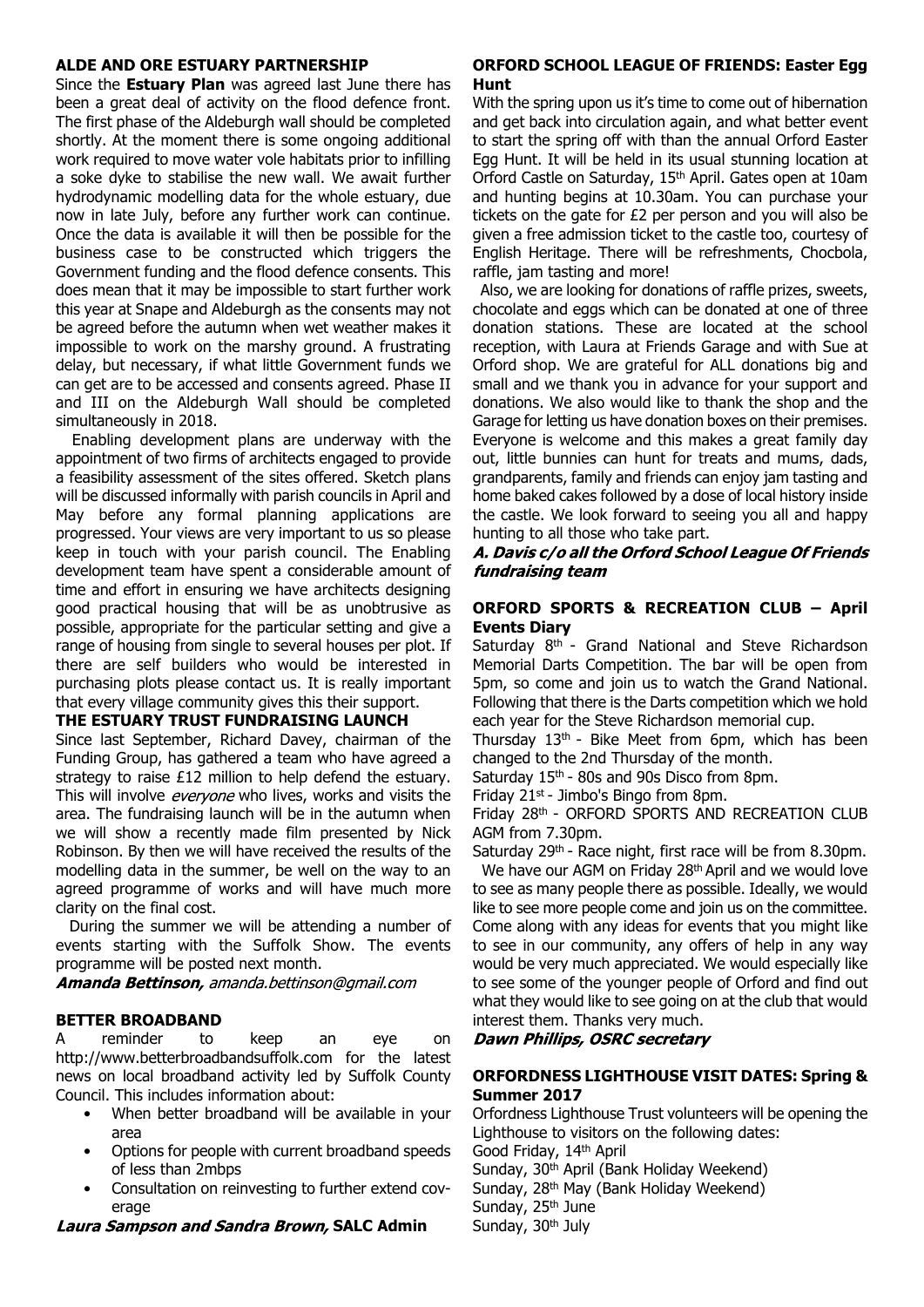## ALDE AND ORE ESTUARY PARTNERSHIP

Since the **Estuary Plan** was agreed last June there has been a great deal of activity on the flood defence front. The first phase of the Aldeburgh wall should be completed shortly. At the moment there is some ongoing additional work required to move water vole habitats prior to infilling a soke dyke to stabilise the new wall. We await further hydrodynamic modelling data for the whole estuary, due now in late July, before any further work can continue. Once the data is available it will then be possible for the business case to be constructed which triggers the Government funding and the flood defence consents. This does mean that it may be impossible to start further work this year at Snape and Aldeburgh as the consents may not be agreed before the autumn when wet weather makes it impossible to work on the marshy ground. A frustrating delay, but necessary, if what little Government funds we can get are to be accessed and consents agreed. Phase II and III on the Aldeburgh Wall should be completed simultaneously in 2018.

Enabling development plans are underway with the appointment of two firms of architects engaged to provide a feasibility assessment of the sites offered. Sketch plans will be discussed informally with parish councils in April and May before any formal planning applications are progressed. Your views are very important to us so please keep in touch with your parish council. The Enabling development team have spent a considerable amount of time and effort in ensuring we have architects designing good practical housing that will be as unobtrusive as possible, appropriate for the particular setting and give a range of housing from single to several houses per plot. If there are self builders who would be interested in purchasing plots please contact us. It is really important that every village community gives this their support.

### THE ESTUARY TRUST FUNDRAISING LAUNCH

Since last September, Richard Davey, chairman of the Funding Group, has gathered a team who have agreed a strategy to raise £12 million to help defend the estuary. This will involve *everyone* who lives, works and visits the area. The fundraising launch will be in the autumn when we will show a recently made film presented by Nick Robinson. By then we will have received the results of the modelling data in the summer, be well on the way to an agreed programme of works and will have much more clarity on the final cost.

During the summer we will be attending a number of events starting with the Suffolk Show. The events programme will be posted next month.

***Amanda Bettinson,*** *amanda.bettinson@gmail.com*

## BETTER BROADBAND

A reminder to keep an eye on http://www.betterbroadbandsuffolk.com for the latest news on local broadband activity led by Suffolk County Council. This includes information about:

- When better broadband will be available in your area
- Options for people with current broadband speeds of less than 2mbps
- Consultation on reinvesting to further extend coverage

***Laura Sampson and Sandra Brown,*** **SALC Admin**

## ORFORD SCHOOL LEAGUE OF FRIENDS: Easter Egg Hunt

With the spring upon us it's time to come out of hibernation and get back into circulation again, and what better event to start the spring off with than the annual Orford Easter Egg Hunt. It will be held in its usual stunning location at Orford Castle on Saturday, 15th April. Gates open at 10am and hunting begins at 10.30am. You can purchase your tickets on the gate for £2 per person and you will also be given a free admission ticket to the castle too, courtesy of English Heritage. There will be refreshments, Chocbola, raffle, jam tasting and more!

Also, we are looking for donations of raffle prizes, sweets, chocolate and eggs which can be donated at one of three donation stations. These are located at the school reception, with Laura at Friends Garage and with Sue at Orford shop. We are grateful for ALL donations big and small and we thank you in advance for your support and donations. We also would like to thank the shop and the Garage for letting us have donation boxes on their premises. Everyone is welcome and this makes a great family day out, little bunnies can hunt for treats and mums, dads, grandparents, family and friends can enjoy jam tasting and home baked cakes followed by a dose of local history inside the castle. We look forward to seeing you all and happy hunting to all those who take part.

***A. Davis c/o all the Orford School League Of Friends fundraising team***

## ORFORD SPORTS & RECREATION CLUB – April Events Diary

Saturday 8th - Grand National and Steve Richardson Memorial Darts Competition. The bar will be open from 5pm, so come and join us to watch the Grand National. Following that there is the Darts competition which we hold each year for the Steve Richardson memorial cup.

Thursday 13th - Bike Meet from 6pm, which has been changed to the 2nd Thursday of the month.

Saturday 15th - 80s and 90s Disco from 8pm.

Friday 21st - Jimbo's Bingo from 8pm.

Friday 28th - ORFORD SPORTS AND RECREATION CLUB AGM from 7.30pm.

Saturday 29th - Race night, first race will be from 8.30pm.

We have our AGM on Friday 28th April and we would love to see as many people there as possible. Ideally, we would like to see more people come and join us on the committee. Come along with any ideas for events that you might like to see in our community, any offers of help in any way would be very much appreciated. We would especially like to see some of the younger people of Orford and find out what they would like to see going on at the club that would interest them. Thanks very much.

***Dawn Phillips, OSRC secretary***

## ORFORDNESS LIGHTHOUSE VISIT DATES: Spring & Summer 2017

Orfordness Lighthouse Trust volunteers will be opening the Lighthouse to visitors on the following dates:

Good Friday, 14th April
Sunday, 30th April (Bank Holiday Weekend)
Sunday, 28th May (Bank Holiday Weekend)
Sunday, 25th June
Sunday, 30th July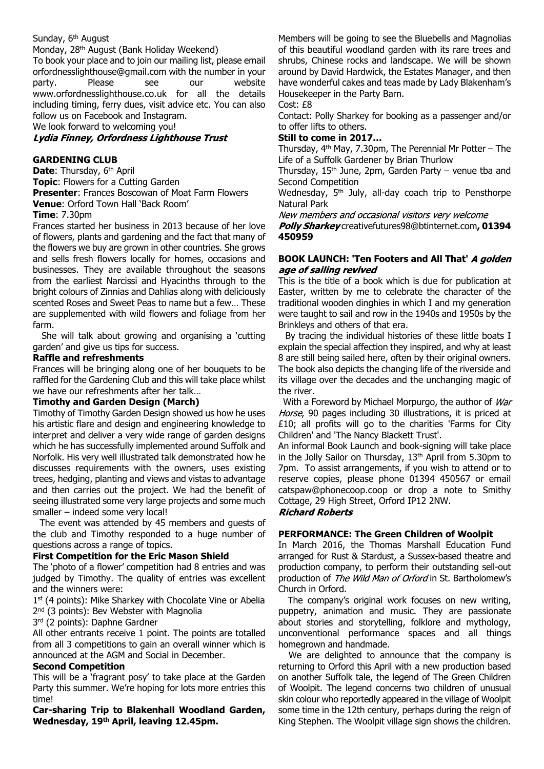Sunday, 6th August

Monday, 28th August (Bank Holiday Weekend)

To book your place and to join our mailing list, please email orfordnesslighthouse@gmail.com with the number in your party. Please see our website www.orfordnesslighthouse.co.uk for all the details including timing, ferry dues, visit advice etc. You can also follow us on Facebook and Instagram.

We look forward to welcoming you!

***Lydia Finney, Orfordness Lighthouse Trust***

## GARDENING CLUB

**Date**: Thursday, 6th April

**Topic**: Flowers for a Cutting Garden

**Presenter**: Frances Boscowan of Moat Farm Flowers

**Venue**: Orford Town Hall 'Back Room'

**Time**: 7.30pm

Frances started her business in 2013 because of her love of flowers, plants and gardening and the fact that many of the flowers we buy are grown in other countries. She grows and sells fresh flowers locally for homes, occasions and businesses. They are available throughout the seasons from the earliest Narcissi and Hyacinths through to the bright colours of Zinnias and Dahlias along with deliciously scented Roses and Sweet Peas to name but a few… These are supplemented with wild flowers and foliage from her farm.

She will talk about growing and organising a 'cutting garden' and give us tips for success.

**Raffle and refreshments**

Frances will be bringing along one of her bouquets to be raffled for the Gardening Club and this will take place whilst we have our refreshments after her talk…

**Timothy and Garden Design (March)**

Timothy of Timothy Garden Design showed us how he uses his artistic flare and design and engineering knowledge to interpret and deliver a very wide range of garden designs which he has successfully implemented around Suffolk and Norfolk. His very well illustrated talk demonstrated how he discusses requirements with the owners, uses existing trees, hedging, planting and views and vistas to advantage and then carries out the project. We had the benefit of seeing illustrated some very large projects and some much smaller – indeed some very local!

The event was attended by 45 members and guests of the club and Timothy responded to a huge number of questions across a range of topics.

**First Competition for the Eric Mason Shield**

The 'photo of a flower' competition had 8 entries and was judged by Timothy. The quality of entries was excellent and the winners were:

1st (4 points): Mike Sharkey with Chocolate Vine or Abelia
2nd (3 points): Bev Webster with Magnolia
3rd (2 points): Daphne Gardner

All other entrants receive 1 point. The points are totalled from all 3 competitions to gain an overall winner which is announced at the AGM and Social in December.

**Second Competition**

This will be a 'fragrant posy' to take place at the Garden Party this summer. We're hoping for lots more entries this time!

**Car-sharing Trip to Blakenhall Woodland Garden, Wednesday, 19th April, leaving 12.45pm.**

Members will be going to see the Bluebells and Magnolias of this beautiful woodland garden with its rare trees and shrubs, Chinese rocks and landscape. We will be shown around by David Hardwick, the Estates Manager, and then have wonderful cakes and teas made by Lady Blakenham's Housekeeper in the Party Barn.

Cost: £8

Contact: Polly Sharkey for booking as a passenger and/or to offer lifts to others.

**Still to come in 2017…**

Thursday, 4th May, 7.30pm, The Perennial Mr Potter – The Life of a Suffolk Gardener by Brian Thurlow

Thursday, 15th June, 2pm, Garden Party – venue tba and Second Competition

Wednesday, 5th July, all-day coach trip to Pensthorpe Natural Park

*New members and occasional visitors very welcome*

***Polly Sharkey*** creativefutures98@btinternet.com**, 01394 450959**

## BOOK LAUNCH: 'Ten Footers and All That' *A golden age of sailing revived*

This is the title of a book which is due for publication at Easter, written by me to celebrate the character of the traditional wooden dinghies in which I and my generation were taught to sail and row in the 1940s and 1950s by the Brinkleys and others of that era.

By tracing the individual histories of these little boats I explain the special affection they inspired, and why at least 8 are still being sailed here, often by their original owners. The book also depicts the changing life of the riverside and its village over the decades and the unchanging magic of the river.

With a Foreword by Michael Morpurgo, the author of *War Horse*, 90 pages including 30 illustrations, it is priced at £10; all profits will go to the charities 'Farms for City Children' and 'The Nancy Blackett Trust'.

An informal Book Launch and book-signing will take place in the Jolly Sailor on Thursday, 13th April from 5.30pm to 7pm. To assist arrangements, if you wish to attend or to reserve copies, please phone 01394 450567 or email catspaw@phonecoop.coop or drop a note to Smithy Cottage, 29 High Street, Orford IP12 2NW.

***Richard Roberts***

## PERFORMANCE: The Green Children of Woolpit

In March 2016, the Thomas Marshall Education Fund arranged for Rust & Stardust, a Sussex-based theatre and production company, to perform their outstanding sell-out production of *The Wild Man of Orford* in St. Bartholomew's Church in Orford.

The company's original work focuses on new writing, puppetry, animation and music. They are passionate about stories and storytelling, folklore and mythology, unconventional performance spaces and all things homegrown and handmade.

We are delighted to announce that the company is returning to Orford this April with a new production based on another Suffolk tale, the legend of The Green Children of Woolpit. The legend concerns two children of unusual skin colour who reportedly appeared in the village of Woolpit some time in the 12th century, perhaps during the reign of King Stephen. The Woolpit village sign shows the children.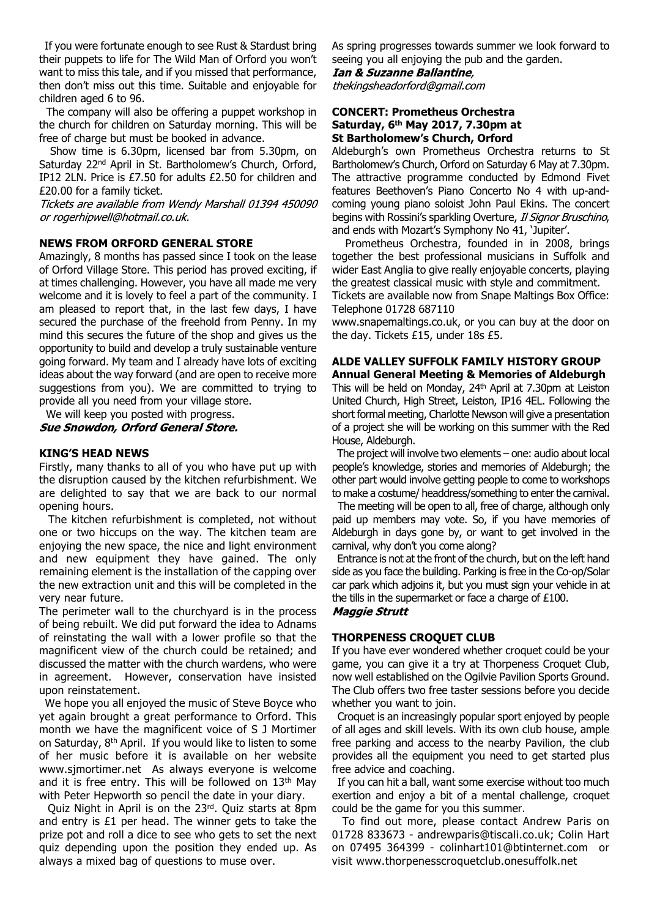If you were fortunate enough to see Rust & Stardust bring their puppets to life for The Wild Man of Orford you won't want to miss this tale, and if you missed that performance, then don't miss out this time. Suitable and enjoyable for children aged 6 to 96.

The company will also be offering a puppet workshop in the church for children on Saturday morning. This will be free of charge but must be booked in advance.

Show time is 6.30pm, licensed bar from 5.30pm, on Saturday 22nd April in St. Bartholomew's Church, Orford, IP12 2LN. Price is £7.50 for adults £2.50 for children and £20.00 for a family ticket.

*Tickets are available from Wendy Marshall 01394 450090 or rogerhipwell@hotmail.co.uk.*

### NEWS FROM ORFORD GENERAL STORE

Amazingly, 8 months has passed since I took on the lease of Orford Village Store. This period has proved exciting, if at times challenging. However, you have all made me very welcome and it is lovely to feel a part of the community. I am pleased to report that, in the last few days, I have secured the purchase of the freehold from Penny. In my mind this secures the future of the shop and gives us the opportunity to build and develop a truly sustainable venture going forward. My team and I already have lots of exciting ideas about the way forward (and are open to receive more suggestions from you). We are committed to trying to provide all you need from your village store.

We will keep you posted with progress.

***Sue Snowdon, Orford General Store.***

### KING'S HEAD NEWS

Firstly, many thanks to all of you who have put up with the disruption caused by the kitchen refurbishment. We are delighted to say that we are back to our normal opening hours.

The kitchen refurbishment is completed, not without one or two hiccups on the way. The kitchen team are enjoying the new space, the nice and light environment and new equipment they have gained. The only remaining element is the installation of the capping over the new extraction unit and this will be completed in the very near future.

The perimeter wall to the churchyard is in the process of being rebuilt. We did put forward the idea to Adnams of reinstating the wall with a lower profile so that the magnificent view of the church could be retained; and discussed the matter with the church wardens, who were in agreement. However, conservation have insisted upon reinstatement.

We hope you all enjoyed the music of Steve Boyce who yet again brought a great performance to Orford. This month we have the magnificent voice of S J Mortimer on Saturday, 8th April. If you would like to listen to some of her music before it is available on her website www.sjmortimer.net As always everyone is welcome and it is free entry. This will be followed on 13th May with Peter Hepworth so pencil the date in your diary.

Quiz Night in April is on the 23rd. Quiz starts at 8pm and entry is £1 per head. The winner gets to take the prize pot and roll a dice to see who gets to set the next quiz depending upon the position they ended up. As always a mixed bag of questions to muse over.

As spring progresses towards summer we look forward to seeing you all enjoying the pub and the garden.

***Ian & Suzanne Ballantine,***
*thekingsheadorford@gmail.com*

### CONCERT: Prometheus Orchestra Saturday, 6th May 2017, 7.30pm at St Bartholomew's Church, Orford

Aldeburgh's own Prometheus Orchestra returns to St Bartholomew's Church, Orford on Saturday 6 May at 7.30pm. The attractive programme conducted by Edmond Fivet features Beethoven's Piano Concerto No 4 with up-and-coming young piano soloist John Paul Ekins. The concert begins with Rossini's sparkling Overture, *Il Signor Bruschino*, and ends with Mozart's Symphony No 41, 'Jupiter'.

Prometheus Orchestra, founded in in 2008, brings together the best professional musicians in Suffolk and wider East Anglia to give really enjoyable concerts, playing the greatest classical music with style and commitment.

Tickets are available now from Snape Maltings Box Office: Telephone 01728 687110

www.snapemaltings.co.uk, or you can buy at the door on the day. Tickets £15, under 18s £5.

### ALDE VALLEY SUFFOLK FAMILY HISTORY GROUP Annual General Meeting & Memories of Aldeburgh

This will be held on Monday, 24th April at 7.30pm at Leiston United Church, High Street, Leiston, IP16 4EL. Following the short formal meeting, Charlotte Newson will give a presentation of a project she will be working on this summer with the Red House, Aldeburgh.

The project will involve two elements – one: audio about local people's knowledge, stories and memories of Aldeburgh; the other part would involve getting people to come to workshops to make a costume/ headdress/something to enter the carnival.

The meeting will be open to all, free of charge, although only paid up members may vote. So, if you have memories of Aldeburgh in days gone by, or want to get involved in the carnival, why don't you come along?

Entrance is not at the front of the church, but on the left hand side as you face the building. Parking is free in the Co-op/Solar car park which adjoins it, but you must sign your vehicle in at the tills in the supermarket or face a charge of £100.

***Maggie Strutt***

### THORPENESS CROQUET CLUB

If you have ever wondered whether croquet could be your game, you can give it a try at Thorpeness Croquet Club, now well established on the Ogilvie Pavilion Sports Ground. The Club offers two free taster sessions before you decide whether you want to join.

Croquet is an increasingly popular sport enjoyed by people of all ages and skill levels. With its own club house, ample free parking and access to the nearby Pavilion, the club provides all the equipment you need to get started plus free advice and coaching.

If you can hit a ball, want some exercise without too much exertion and enjoy a bit of a mental challenge, croquet could be the game for you this summer.

To find out more, please contact Andrew Paris on 01728 833673 - andrewparis@tiscali.co.uk; Colin Hart on 07495 364399 - colinhart101@btinternet.com or visit www.thorpenesscroquetclub.onesuffolk.net